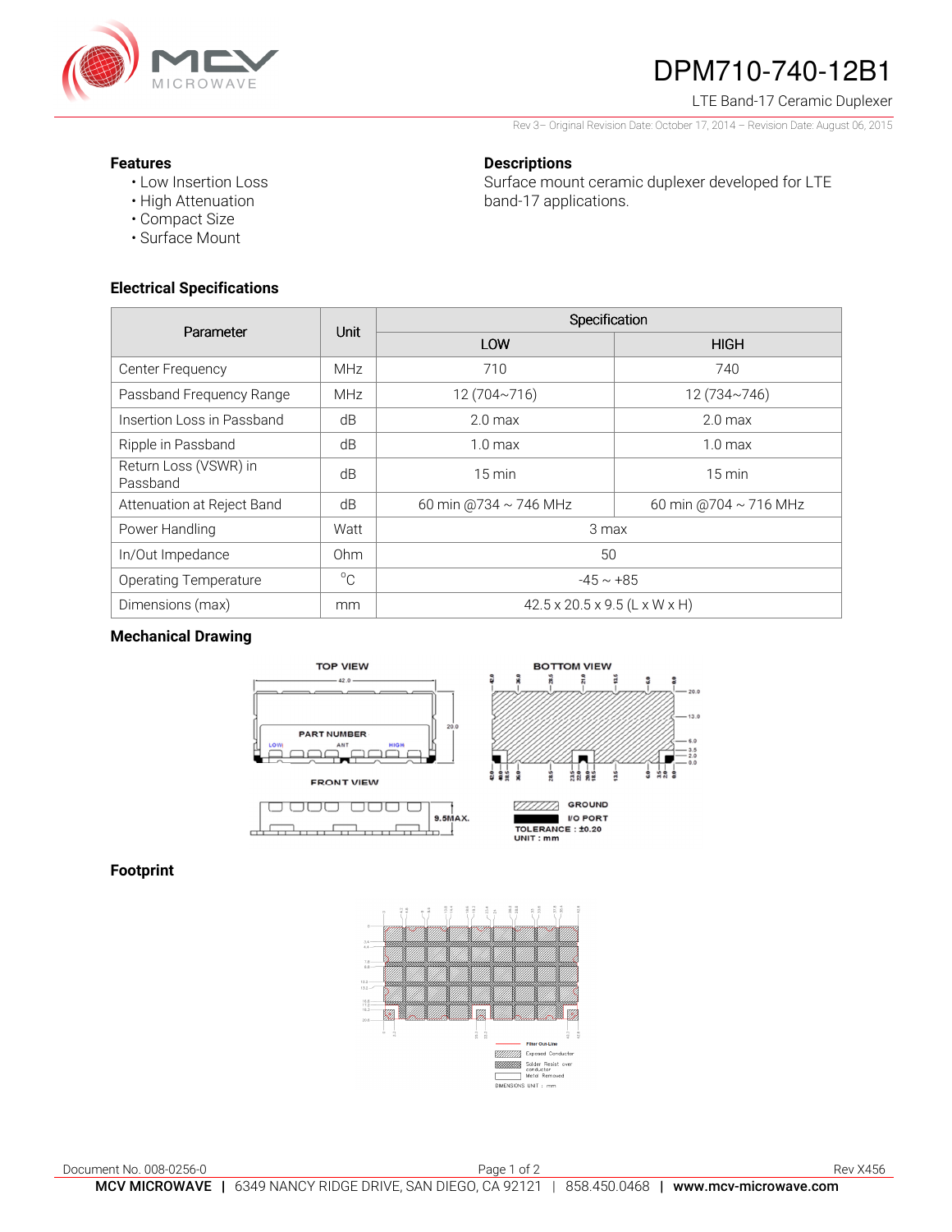# DPM710-740-12B1

LTE Band-17 Ceramic Duplexer

Rev 3– Original Revision Date: October 17, 2014 – Revision Date: August 06, 2015

### Features

- Low Insertion Loss
- High Attenuation
- Compact Size
- Surface Mount

### Descriptions

Surface mount ceramic duplexer developed for LTE band-17 applications.

### Electrical Specifications

| Parameter | Unit | Specification | |
|---|---|---|---|
| | | LOW | HIGH |
| Center Frequency | MHz | 710 | 740 |
| Passband Frequency Range | MHz | 12 (704~716) | 12 (734~746) |
| Insertion Loss in Passband | dB | 2.0 max | 2.0 max |
| Ripple in Passband | dB | 1.0 max | 1.0 max |
| Return Loss (VSWR) in Passband | dB | 15 min | 15 min |
| Attenuation at Reject Band | dB | 60 min @734 ~ 746 MHz | 60 min @704 ~ 716 MHz |
| Power Handling | Watt | 3 max | |
| In/Out Impedance | Ohm | 50 | |
| Operating Temperature | °C | -45 ~ +85 | |
| Dimensions (max) | mm | 42.5 x 20.5 x 9.5 (L x W x H) | |

### Mechanical Drawing

TOP VIEW

BOTTOM VIEW

FRONT VIEW

GROUND

I/O PORT

TOLERANCE : ±0.20

UNIT : mm

### Footprint

Filter Out-Line

Exposed Conductor

Solder Resist over conductor

Metal Removed

DIMENSIONS UNIT : mm

Document No. 008-0256-0

Rev X456

MCV MICROWAVE | 6349 NANCY RIDGE DRIVE, SAN DIEGO, CA 92121 | 858.450.0468 | www.mcv-microwave.com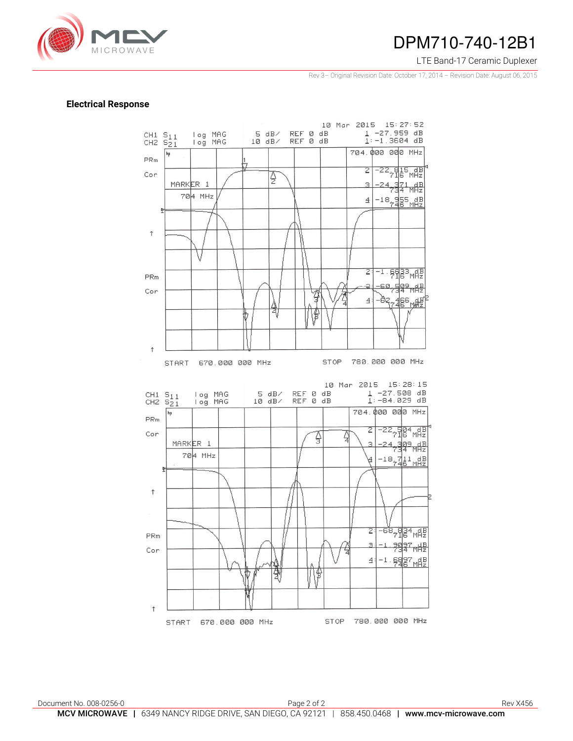## Electrical Response

10 Mar 2015 15:27:52

CH1 $S_{11}$ log MAG 5 dB/ REF 0 dB 1 -27.959 dB

CH2 $S_{21}$ log MAG 10 dB/ REF 0 dB 1: -1.3604 dB

704.000 000 MHz

PRm

Cor

MARKER 1

704 MHz

2 -22.815 dB 716 MHz

3 -24.371 dB 734 MHz

4 -18.955 dB 746 MHz

2: -1.6533 dB 716 MHz

3: -60.509 dB 734 MHz

4: -62.466 dB 746 MHz

START 670.000 000 MHz STOP 780.000 000 MHz

10 Mar 2015 15:28:15

CH1 $S_{11}$ log MAG 5 dB/ REF 0 dB 1 -27.508 dB

CH2 $S_{21}$ log MAG 10 dB/ REF 0 dB 1: -84.029 dB

704.000 000 MHz

PRm

Cor

MARKER 1

704 MHz

2 -22.504 dB 716 MHz

3 -24.309 dB 734 MHz

4 -18.711 dB 746 MHz

2: -68.834 dB 716 MHz

3: -1.9097 dB 734 MHz

4: -1.6897 dB 746 MHz

START 670.000 000 MHz STOP 780.000 000 MHz